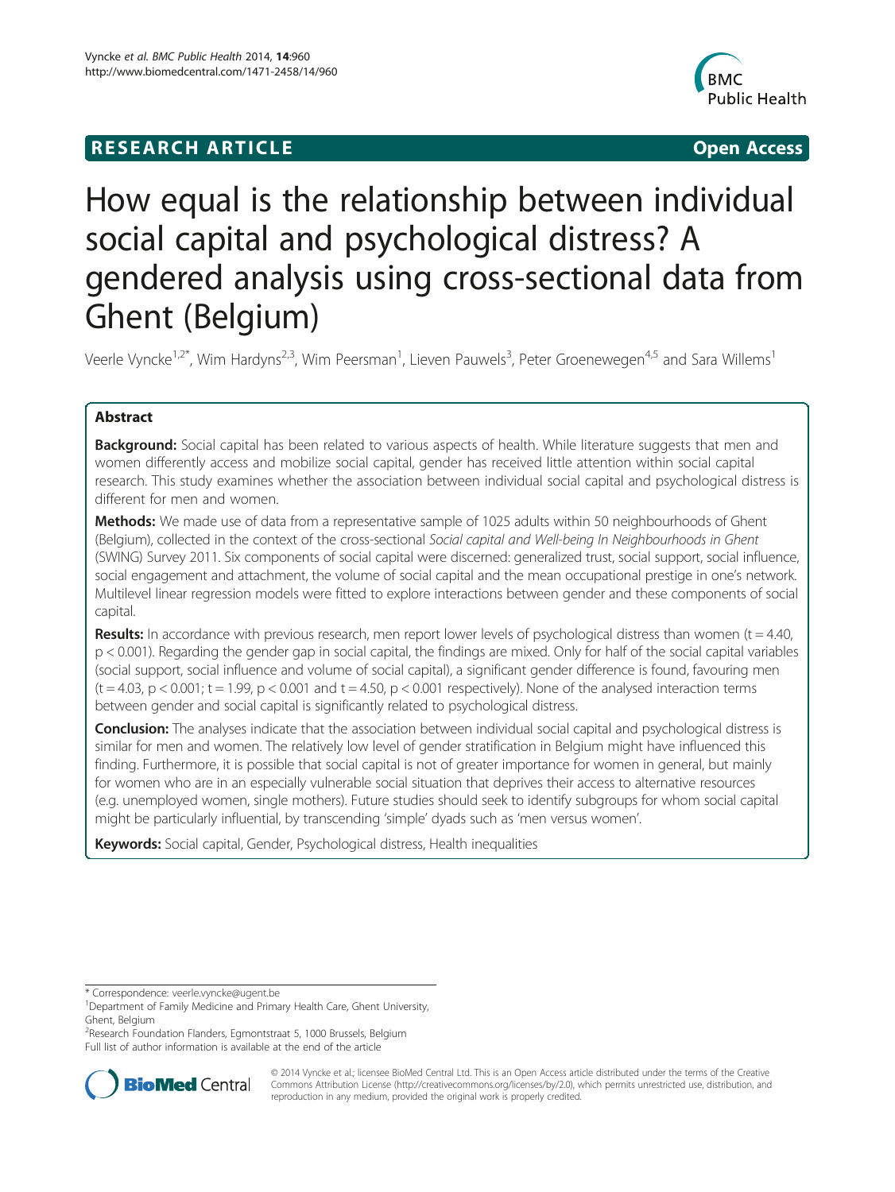RESEARCH ARTICLE

Open Access

# How equal is the relationship between individual social capital and psychological distress? A gendered analysis using cross-sectional data from Ghent (Belgium)

Veerle Vyncke[1,2*], Wim Hardyns[2,3], Wim Peersman[1], Lieven Pauwels[3], Peter Groenewegen[4,5] and Sara Willems[1]

## Abstract

**Background:** Social capital has been related to various aspects of health. While literature suggests that men and women differently access and mobilize social capital, gender has received little attention within social capital research. This study examines whether the association between individual social capital and psychological distress is different for men and women.

**Methods:** We made use of data from a representative sample of 1025 adults within 50 neighbourhoods of Ghent (Belgium), collected in the context of the cross-sectional *Social capital and Well-being In Neighbourhoods in Ghent* (SWING) Survey 2011. Six components of social capital were discerned: generalized trust, social support, social influence, social engagement and attachment, the volume of social capital and the mean occupational prestige in one's network. Multilevel linear regression models were fitted to explore interactions between gender and these components of social capital.

**Results:** In accordance with previous research, men report lower levels of psychological distress than women ($t = 4.40$, $p < 0.001$). Regarding the gender gap in social capital, the findings are mixed. Only for half of the social capital variables (social support, social influence and volume of social capital), a significant gender difference is found, favouring men ($t = 4.03$, $p < 0.001$; $t = 1.99$, $p < 0.001$ and $t = 4.50$, $p < 0.001$ respectively). None of the analysed interaction terms between gender and social capital is significantly related to psychological distress.

**Conclusion:** The analyses indicate that the association between individual social capital and psychological distress is similar for men and women. The relatively low level of gender stratification in Belgium might have influenced this finding. Furthermore, it is possible that social capital is not of greater importance for women in general, but mainly for women who are in an especially vulnerable social situation that deprives their access to alternative resources (e.g. unemployed women, single mothers). Future studies should seek to identify subgroups for whom social capital might be particularly influential, by transcending 'simple' dyads such as 'men versus women'.

**Keywords:** Social capital, Gender, Psychological distress, Health inequalities

---

\* Correspondence: veerle.vyncke@ugent.be

[1]Department of Family Medicine and Primary Health Care, Ghent University, Ghent, Belgium

[2]Research Foundation Flanders, Egmontstraat 5, 1000 Brussels, Belgium

Full list of author information is available at the end of the article

© 2014 Vyncke et al.; licensee BioMed Central Ltd. This is an Open Access article distributed under the terms of the Creative Commons Attribution License (http://creativecommons.org/licenses/by/2.0), which permits unrestricted use, distribution, and reproduction in any medium, provided the original work is properly credited.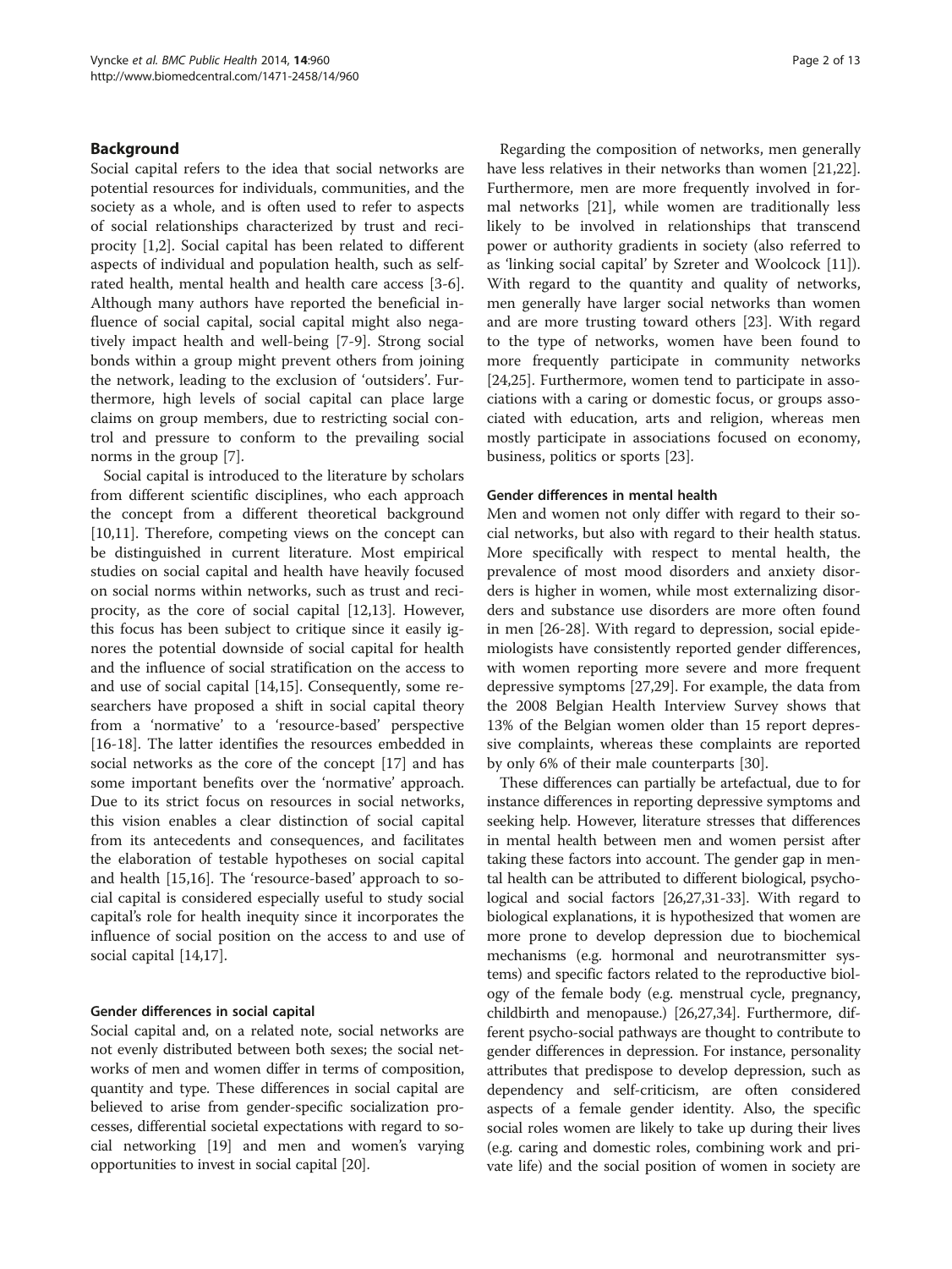## Background

Social capital refers to the idea that social networks are potential resources for individuals, communities, and the society as a whole, and is often used to refer to aspects of social relationships characterized by trust and reciprocity [1,2]. Social capital has been related to different aspects of individual and population health, such as self-rated health, mental health and health care access [3-6]. Although many authors have reported the beneficial influence of social capital, social capital might also negatively impact health and well-being [7-9]. Strong social bonds within a group might prevent others from joining the network, leading to the exclusion of 'outsiders'. Furthermore, high levels of social capital can place large claims on group members, due to restricting social control and pressure to conform to the prevailing social norms in the group [7].

Social capital is introduced to the literature by scholars from different scientific disciplines, who each approach the concept from a different theoretical background [10,11]. Therefore, competing views on the concept can be distinguished in current literature. Most empirical studies on social capital and health have heavily focused on social norms within networks, such as trust and reciprocity, as the core of social capital [12,13]. However, this focus has been subject to critique since it easily ignores the potential downside of social capital for health and the influence of social stratification on the access to and use of social capital [14,15]. Consequently, some researchers have proposed a shift in social capital theory from a 'normative' to a 'resource-based' perspective [16-18]. The latter identifies the resources embedded in social networks as the core of the concept [17] and has some important benefits over the 'normative' approach. Due to its strict focus on resources in social networks, this vision enables a clear distinction of social capital from its antecedents and consequences, and facilitates the elaboration of testable hypotheses on social capital and health [15,16]. The 'resource-based' approach to social capital is considered especially useful to study social capital's role for health inequity since it incorporates the influence of social position on the access to and use of social capital [14,17].

### Gender differences in social capital

Social capital and, on a related note, social networks are not evenly distributed between both sexes; the social networks of men and women differ in terms of composition, quantity and type. These differences in social capital are believed to arise from gender-specific socialization processes, differential societal expectations with regard to social networking [19] and men and women's varying opportunities to invest in social capital [20].

Regarding the composition of networks, men generally have less relatives in their networks than women [21,22]. Furthermore, men are more frequently involved in formal networks [21], while women are traditionally less likely to be involved in relationships that transcend power or authority gradients in society (also referred to as 'linking social capital' by Szreter and Woolcock [11]). With regard to the quantity and quality of networks, men generally have larger social networks than women and are more trusting toward others [23]. With regard to the type of networks, women have been found to more frequently participate in community networks [24,25]. Furthermore, women tend to participate in associations with a caring or domestic focus, or groups associated with education, arts and religion, whereas men mostly participate in associations focused on economy, business, politics or sports [23].

### Gender differences in mental health

Men and women not only differ with regard to their social networks, but also with regard to their health status. More specifically with respect to mental health, the prevalence of most mood disorders and anxiety disorders is higher in women, while most externalizing disorders and substance use disorders are more often found in men [26-28]. With regard to depression, social epidemiologists have consistently reported gender differences, with women reporting more severe and more frequent depressive symptoms [27,29]. For example, the data from the 2008 Belgian Health Interview Survey shows that 13% of the Belgian women older than 15 report depressive complaints, whereas these complaints are reported by only 6% of their male counterparts [30].

These differences can partially be artefactual, due to for instance differences in reporting depressive symptoms and seeking help. However, literature stresses that differences in mental health between men and women persist after taking these factors into account. The gender gap in mental health can be attributed to different biological, psychological and social factors [26,27,31-33]. With regard to biological explanations, it is hypothesized that women are more prone to develop depression due to biochemical mechanisms (e.g. hormonal and neurotransmitter systems) and specific factors related to the reproductive biology of the female body (e.g. menstrual cycle, pregnancy, childbirth and menopause.) [26,27,34]. Furthermore, different psycho-social pathways are thought to contribute to gender differences in depression. For instance, personality attributes that predispose to develop depression, such as dependency and self-criticism, are often considered aspects of a female gender identity. Also, the specific social roles women are likely to take up during their lives (e.g. caring and domestic roles, combining work and private life) and the social position of women in society are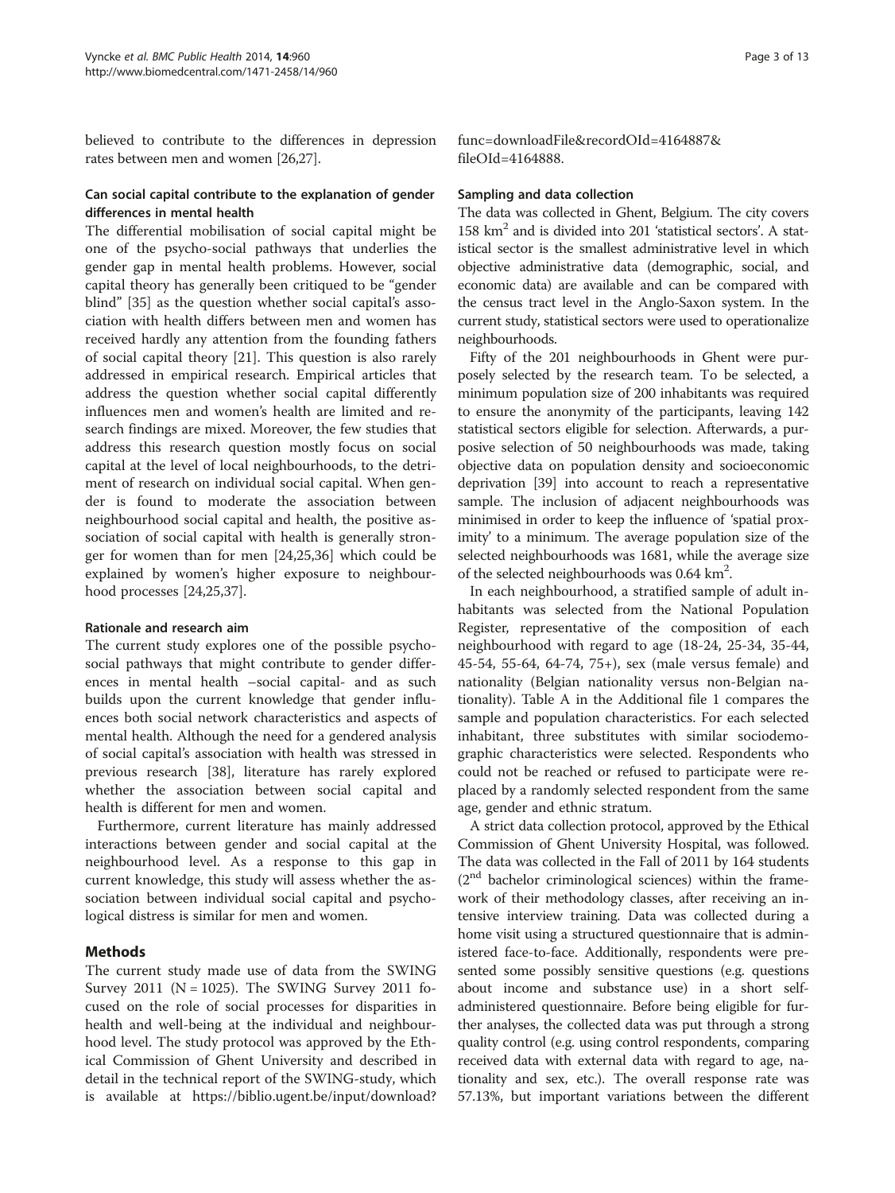believed to contribute to the differences in depression rates between men and women [26,27].

### Can social capital contribute to the explanation of gender differences in mental health

The differential mobilisation of social capital might be one of the psycho-social pathways that underlies the gender gap in mental health problems. However, social capital theory has generally been critiqued to be "gender blind" [35] as the question whether social capital's association with health differs between men and women has received hardly any attention from the founding fathers of social capital theory [21]. This question is also rarely addressed in empirical research. Empirical articles that address the question whether social capital differently influences men and women's health are limited and research findings are mixed. Moreover, the few studies that address this research question mostly focus on social capital at the level of local neighbourhoods, to the detriment of research on individual social capital. When gender is found to moderate the association between neighbourhood social capital and health, the positive association of social capital with health is generally stronger for women than for men [24,25,36] which could be explained by women's higher exposure to neighbourhood processes [24,25,37].

### Rationale and research aim

The current study explores one of the possible psychosocial pathways that might contribute to gender differences in mental health –social capital- and as such builds upon the current knowledge that gender influences both social network characteristics and aspects of mental health. Although the need for a gendered analysis of social capital's association with health was stressed in previous research [38], literature has rarely explored whether the association between social capital and health is different for men and women.

Furthermore, current literature has mainly addressed interactions between gender and social capital at the neighbourhood level. As a response to this gap in current knowledge, this study will assess whether the association between individual social capital and psychological distress is similar for men and women.

## Methods

The current study made use of data from the SWING Survey 2011 (N = 1025). The SWING Survey 2011 focused on the role of social processes for disparities in health and well-being at the individual and neighbourhood level. The study protocol was approved by the Ethical Commission of Ghent University and described in detail in the technical report of the SWING-study, which is available at https://biblio.ugent.be/input/download?func=downloadFile&recordOId=4164887&fileOId=4164888.

### Sampling and data collection

The data was collected in Ghent, Belgium. The city covers 158 km$^2$ and is divided into 201 'statistical sectors'. A statistical sector is the smallest administrative level in which objective administrative data (demographic, social, and economic data) are available and can be compared with the census tract level in the Anglo-Saxon system. In the current study, statistical sectors were used to operationalize neighbourhoods.

Fifty of the 201 neighbourhoods in Ghent were purposely selected by the research team. To be selected, a minimum population size of 200 inhabitants was required to ensure the anonymity of the participants, leaving 142 statistical sectors eligible for selection. Afterwards, a purposive selection of 50 neighbourhoods was made, taking objective data on population density and socioeconomic deprivation [39] into account to reach a representative sample. The inclusion of adjacent neighbourhoods was minimised in order to keep the influence of 'spatial proximity' to a minimum. The average population size of the selected neighbourhoods was 1681, while the average size of the selected neighbourhoods was 0.64 km$^2$.

In each neighbourhood, a stratified sample of adult inhabitants was selected from the National Population Register, representative of the composition of each neighbourhood with regard to age (18-24, 25-34, 35-44, 45-54, 55-64, 64-74, 75+), sex (male versus female) and nationality (Belgian nationality versus non-Belgian nationality). Table A in the Additional file 1 compares the sample and population characteristics. For each selected inhabitant, three substitutes with similar sociodemographic characteristics were selected. Respondents who could not be reached or refused to participate were replaced by a randomly selected respondent from the same age, gender and ethnic stratum.

A strict data collection protocol, approved by the Ethical Commission of Ghent University Hospital, was followed. The data was collected in the Fall of 2011 by 164 students (2$^{nd}$ bachelor criminological sciences) within the framework of their methodology classes, after receiving an intensive interview training. Data was collected during a home visit using a structured questionnaire that is administered face-to-face. Additionally, respondents were presented some possibly sensitive questions (e.g. questions about income and substance use) in a short self-administered questionnaire. Before being eligible for further analyses, the collected data was put through a strong quality control (e.g. using control respondents, comparing received data with external data with regard to age, nationality and sex, etc.). The overall response rate was 57.13%, but important variations between the different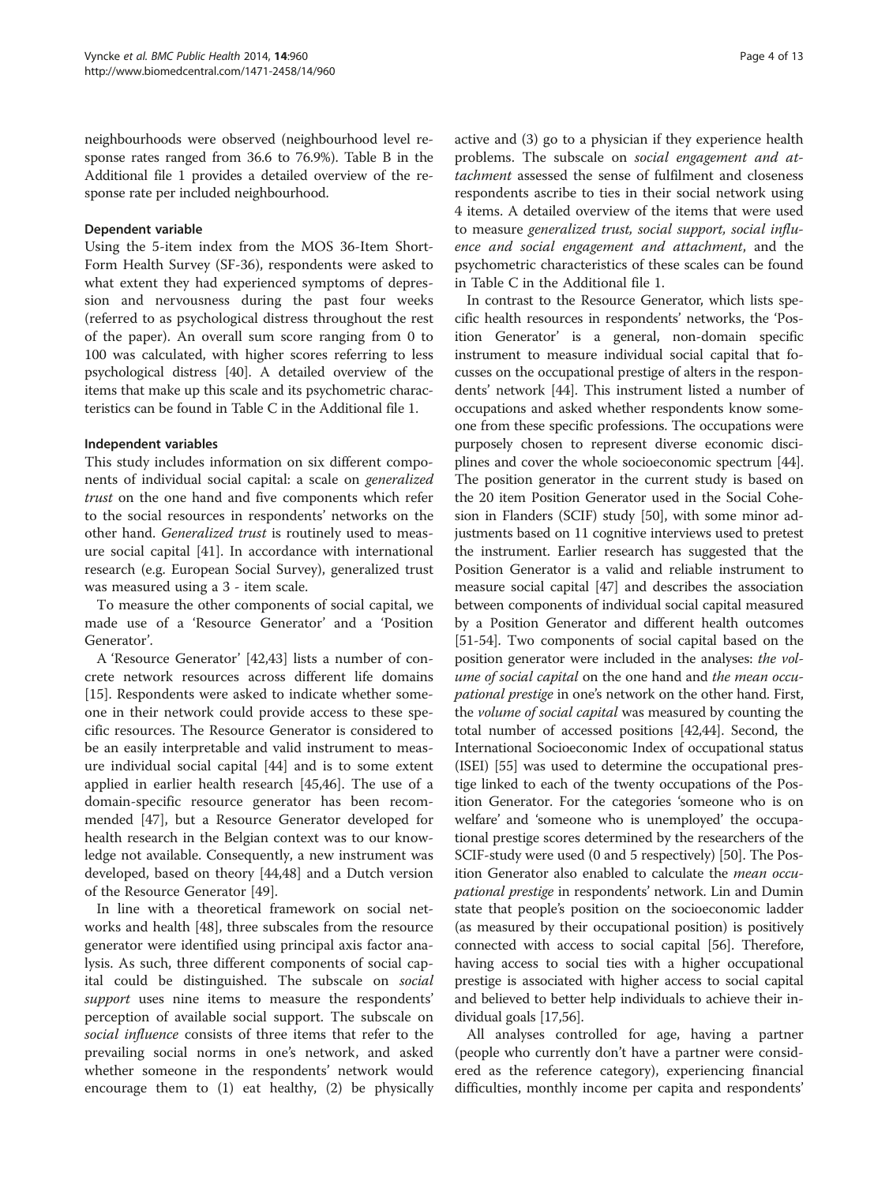neighbourhoods were observed (neighbourhood level response rates ranged from 36.6 to 76.9%). Table B in the Additional file 1 provides a detailed overview of the response rate per included neighbourhood.

#### Dependent variable

Using the 5-item index from the MOS 36-Item Short-Form Health Survey (SF-36), respondents were asked to what extent they had experienced symptoms of depression and nervousness during the past four weeks (referred to as psychological distress throughout the rest of the paper). An overall sum score ranging from 0 to 100 was calculated, with higher scores referring to less psychological distress [40]. A detailed overview of the items that make up this scale and its psychometric characteristics can be found in Table C in the Additional file 1.

#### Independent variables

This study includes information on six different components of individual social capital: a scale on *generalized trust* on the one hand and five components which refer to the social resources in respondents' networks on the other hand. *Generalized trust* is routinely used to measure social capital [41]. In accordance with international research (e.g. European Social Survey), generalized trust was measured using a 3 - item scale.

To measure the other components of social capital, we made use of a 'Resource Generator' and a 'Position Generator'.

A 'Resource Generator' [42,43] lists a number of concrete network resources across different life domains [15]. Respondents were asked to indicate whether someone in their network could provide access to these specific resources. The Resource Generator is considered to be an easily interpretable and valid instrument to measure individual social capital [44] and is to some extent applied in earlier health research [45,46]. The use of a domain-specific resource generator has been recommended [47], but a Resource Generator developed for health research in the Belgian context was to our knowledge not available. Consequently, a new instrument was developed, based on theory [44,48] and a Dutch version of the Resource Generator [49].

In line with a theoretical framework on social networks and health [48], three subscales from the resource generator were identified using principal axis factor analysis. As such, three different components of social capital could be distinguished. The subscale on *social support* uses nine items to measure the respondents' perception of available social support. The subscale on *social influence* consists of three items that refer to the prevailing social norms in one's network, and asked whether someone in the respondents' network would encourage them to (1) eat healthy, (2) be physically active and (3) go to a physician if they experience health problems. The subscale on *social engagement and attachment* assessed the sense of fulfilment and closeness respondents ascribe to ties in their social network using 4 items. A detailed overview of the items that were used to measure *generalized trust, social support, social influence and social engagement and attachment*, and the psychometric characteristics of these scales can be found in Table C in the Additional file 1.

In contrast to the Resource Generator, which lists specific health resources in respondents' networks, the 'Position Generator' is a general, non-domain specific instrument to measure individual social capital that focusses on the occupational prestige of alters in the respondents' network [44]. This instrument listed a number of occupations and asked whether respondents know someone from these specific professions. The occupations were purposely chosen to represent diverse economic disciplines and cover the whole socioeconomic spectrum [44]. The position generator in the current study is based on the 20 item Position Generator used in the Social Cohesion in Flanders (SCIF) study [50], with some minor adjustments based on 11 cognitive interviews used to pretest the instrument. Earlier research has suggested that the Position Generator is a valid and reliable instrument to measure social capital [47] and describes the association between components of individual social capital measured by a Position Generator and different health outcomes [51-54]. Two components of social capital based on the position generator were included in the analyses: *the volume of social capital* on the one hand and *the mean occupational prestige* in one's network on the other hand. First, the *volume of social capital* was measured by counting the total number of accessed positions [42,44]. Second, the International Socioeconomic Index of occupational status (ISEI) [55] was used to determine the occupational prestige linked to each of the twenty occupations of the Position Generator. For the categories 'someone who is on welfare' and 'someone who is unemployed' the occupational prestige scores determined by the researchers of the SCIF-study were used (0 and 5 respectively) [50]. The Position Generator also enabled to calculate the *mean occupational prestige* in respondents' network. Lin and Dumin state that people's position on the socioeconomic ladder (as measured by their occupational position) is positively connected with access to social capital [56]. Therefore, having access to social ties with a higher occupational prestige is associated with higher access to social capital and believed to better help individuals to achieve their individual goals [17,56].

All analyses controlled for age, having a partner (people who currently don't have a partner were considered as the reference category), experiencing financial difficulties, monthly income per capita and respondents'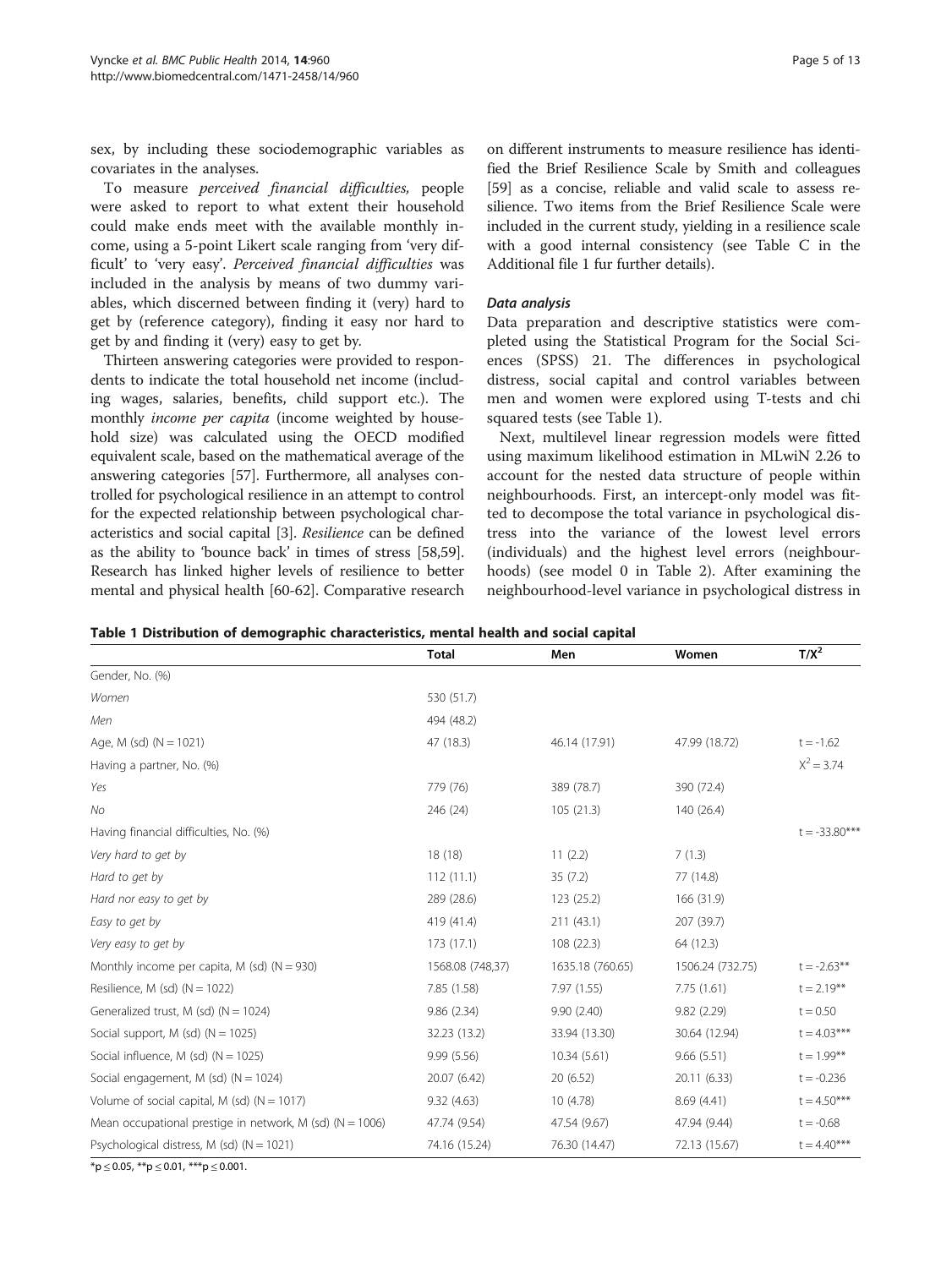sex, by including these sociodemographic variables as covariates in the analyses.

To measure *perceived financial difficulties,* people were asked to report to what extent their household could make ends meet with the available monthly income, using a 5-point Likert scale ranging from 'very difficult' to 'very easy'. *Perceived financial difficulties* was included in the analysis by means of two dummy variables, which discerned between finding it (very) hard to get by (reference category), finding it easy nor hard to get by and finding it (very) easy to get by.

Thirteen answering categories were provided to respondents to indicate the total household net income (including wages, salaries, benefits, child support etc.). The monthly *income per capita* (income weighted by household size) was calculated using the OECD modified equivalent scale, based on the mathematical average of the answering categories [57]. Furthermore, all analyses controlled for psychological resilience in an attempt to control for the expected relationship between psychological characteristics and social capital [3]. *Resilience* can be defined as the ability to 'bounce back' in times of stress [58,59]. Research has linked higher levels of resilience to better mental and physical health [60-62]. Comparative research on different instruments to measure resilience has identified the Brief Resilience Scale by Smith and colleagues [59] as a concise, reliable and valid scale to assess resilience. Two items from the Brief Resilience Scale were included in the current study, yielding in a resilience scale with a good internal consistency (see Table C in the Additional file 1 fur further details).

### Data analysis

Data preparation and descriptive statistics were completed using the Statistical Program for the Social Sciences (SPSS) 21. The differences in psychological distress, social capital and control variables between men and women were explored using T-tests and chi squared tests (see Table 1).

Next, multilevel linear regression models were fitted using maximum likelihood estimation in MLwiN 2.26 to account for the nested data structure of people within neighbourhoods. First, an intercept-only model was fitted to decompose the total variance in psychological distress into the variance of the lowest level errors (individuals) and the highest level errors (neighbourhoods) (see model 0 in Table 2). After examining the neighbourhood-level variance in psychological distress in

**Table 1 Distribution of demographic characteristics, mental health and social capital**

| | Total | Men | Women | $T/X^2$ |
|---|---|---|---|---|
| Gender, No. (%) | | | | |
| *Women* | 530 (51.7) | | | |
| *Men* | 494 (48.2) | | | |
| Age, M (sd) (N = 1021) | 47 (18.3) | 46.14 (17.91) | 47.99 (18.72) | t = -1.62 |
| Having a partner, No. (%) | | | | $X^2 = 3.74$ |
| *Yes* | 779 (76) | 389 (78.7) | 390 (72.4) | |
| *No* | 246 (24) | 105 (21.3) | 140 (26.4) | |
| Having financial difficulties, No. (%) | | | | t = -33.80*** |
| *Very hard to get by* | 18 (18) | 11 (2.2) | 7 (1.3) | |
| *Hard to get by* | 112 (11.1) | 35 (7.2) | 77 (14.8) | |
| *Hard nor easy to get by* | 289 (28.6) | 123 (25.2) | 166 (31.9) | |
| *Easy to get by* | 419 (41.4) | 211 (43.1) | 207 (39.7) | |
| *Very easy to get by* | 173 (17.1) | 108 (22.3) | 64 (12.3) | |
| Monthly income per capita, M (sd) (N = 930) | 1568.08 (748,37) | 1635.18 (760.65) | 1506.24 (732.75) | t = -2.63** |
| Resilience, M (sd) (N = 1022) | 7.85 (1.58) | 7.97 (1.55) | 7.75 (1.61) | t = 2.19** |
| Generalized trust, M (sd) (N = 1024) | 9.86 (2.34) | 9.90 (2.40) | 9.82 (2.29) | t = 0.50 |
| Social support, M (sd) (N = 1025) | 32.23 (13.2) | 33.94 (13.30) | 30.64 (12.94) | t = 4.03*** |
| Social influence, M (sd) (N = 1025) | 9.99 (5.56) | 10.34 (5.61) | 9.66 (5.51) | t = 1.99** |
| Social engagement, M (sd) (N = 1024) | 20.07 (6.42) | 20 (6.52) | 20.11 (6.33) | t = -0.236 |
| Volume of social capital, M (sd) (N = 1017) | 9.32 (4.63) | 10 (4.78) | 8.69 (4.41) | t = 4.50*** |
| Mean occupational prestige in network, M (sd) (N = 1006) | 47.74 (9.54) | 47.54 (9.67) | 47.94 (9.44) | t = -0.68 |
| Psychological distress, M (sd) (N = 1021) | 74.16 (15.24) | 76.30 (14.47) | 72.13 (15.67) | t = 4.40*** |

*$p \leq 0.05$, **$p \leq 0.01$, ***$p \leq 0.001$.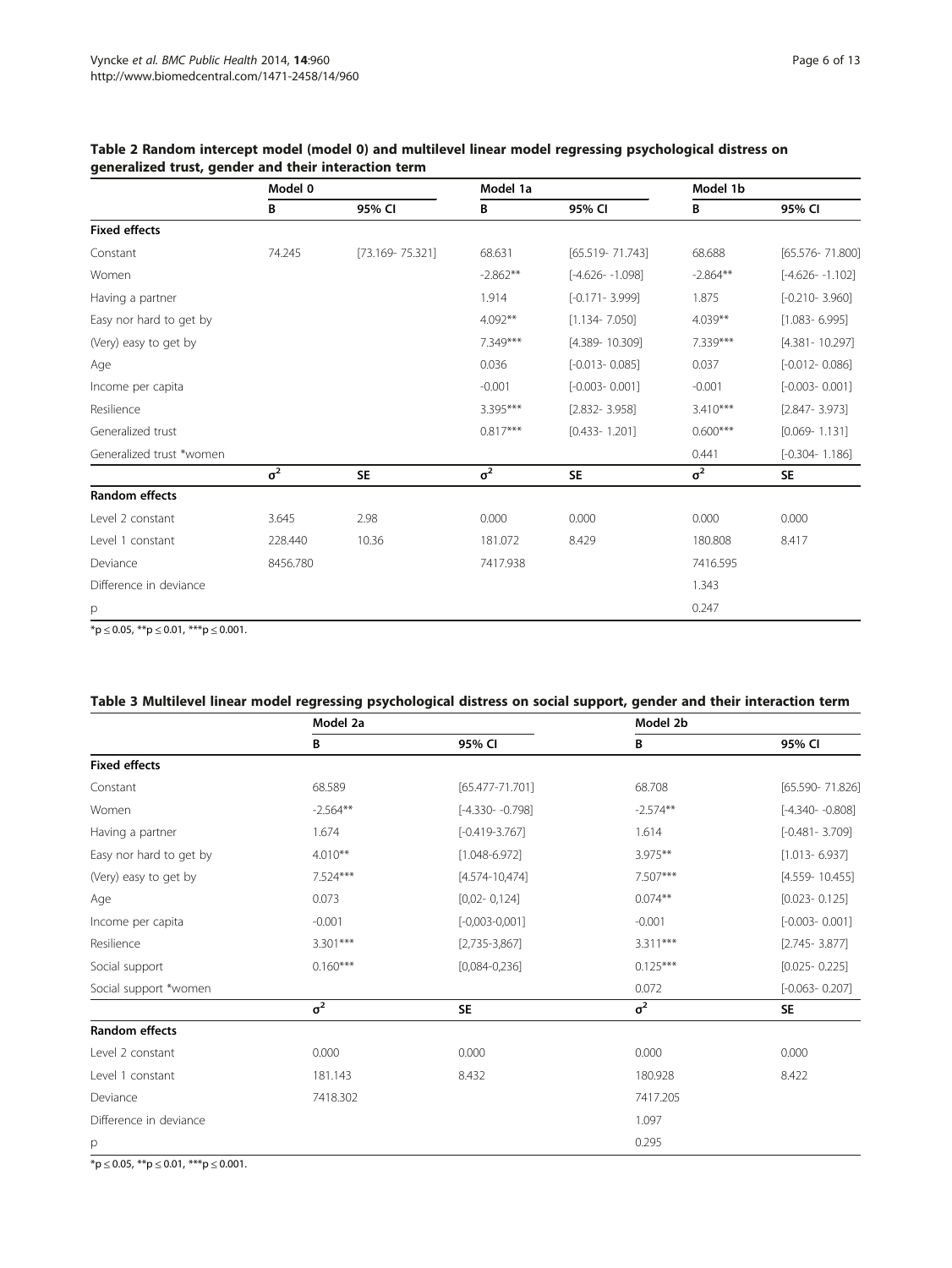**Table 2 Random intercept model (model 0) and multilevel linear model regressing psychological distress on generalized trust, gender and their interaction term**

| | Model 0 | | Model 1a | | Model 1b | |
|---|---|---|---|---|---|---|
| | B | 95% CI | B | 95% CI | B | 95% CI |
| **Fixed effects** | | | | | | |
| Constant | 74.245 | [73.169- 75.321] | 68.631 | [65.519- 71.743] | 68.688 | [65.576- 71.800] |
| Women | | | -2.862** | [-4.626- -1.098] | -2.864** | [-4.626- -1.102] |
| Having a partner | | | 1.914 | [-0.171- 3.999] | 1.875 | [-0.210- 3.960] |
| Easy nor hard to get by | | | 4.092** | [1.134- 7.050] | 4.039** | [1.083- 6.995] |
| (Very) easy to get by | | | 7.349*** | [4.389- 10.309] | 7.339*** | [4.381- 10.297] |
| Age | | | 0.036 | [-0.013- 0.085] | 0.037 | [-0.012- 0.086] |
| Income per capita | | | -0.001 | [-0.003- 0.001] | -0.001 | [-0.003- 0.001] |
| Resilience | | | 3.395*** | [2.832- 3.958] | 3.410*** | [2.847- 3.973] |
| Generalized trust | | | 0.817*** | [0.433- 1.201] | 0.600*** | [0.069- 1.131] |
| Generalized trust *women | | | | | 0.441 | [-0.304- 1.186] |
| | $\sigma^2$ | SE | $\sigma^2$ | SE | $\sigma^2$ | SE |
| **Random effects** | | | | | | |
| Level 2 constant | 3.645 | 2.98 | 0.000 | 0.000 | 0.000 | 0.000 |
| Level 1 constant | 228.440 | 10.36 | 181.072 | 8.429 | 180.808 | 8.417 |
| Deviance | 8456.780 | | 7417.938 | | 7416.595 | |
| Difference in deviance | | | | | 1.343 | |
| p | | | | | 0.247 | |

*p ≤ 0.05, **p ≤ 0.01, ***p ≤ 0.001.

**Table 3 Multilevel linear model regressing psychological distress on social support, gender and their interaction term**

| | Model 2a | | Model 2b | |
|---|---|---|---|---|
| | B | 95% CI | B | 95% CI |
| **Fixed effects** | | | | |
| Constant | 68.589 | [65.477-71.701] | 68.708 | [65.590- 71.826] |
| Women | -2.564** | [-4.330- -0.798] | -2.574** | [-4.340- -0.808] |
| Having a partner | 1.674 | [-0.419-3.767] | 1.614 | [-0.481- 3.709] |
| Easy nor hard to get by | 4.010** | [1.048-6.972] | 3.975** | [1.013- 6.937] |
| (Very) easy to get by | 7.524*** | [4.574-10,474] | 7.507*** | [4.559- 10.455] |
| Age | 0.073 | [0,02- 0,124] | 0.074** | [0.023- 0.125] |
| Income per capita | -0.001 | [-0,003-0,001] | -0.001 | [-0.003- 0.001] |
| Resilience | 3.301*** | [2,735-3,867] | 3.311*** | [2.745- 3.877] |
| Social support | 0.160*** | [0,084-0,236] | 0.125*** | [0.025- 0.225] |
| Social support *women | | | 0.072 | [-0.063- 0.207] |
| | $\sigma^2$ | SE | $\sigma^2$ | SE |
| **Random effects** | | | | |
| Level 2 constant | 0.000 | 0.000 | 0.000 | 0.000 |
| Level 1 constant | 181.143 | 8.432 | 180.928 | 8.422 |
| Deviance | 7418.302 | | 7417.205 | |
| Difference in deviance | | | 1.097 | |
| p | | | 0.295 | |

*p ≤ 0.05, **p ≤ 0.01, ***p ≤ 0.001.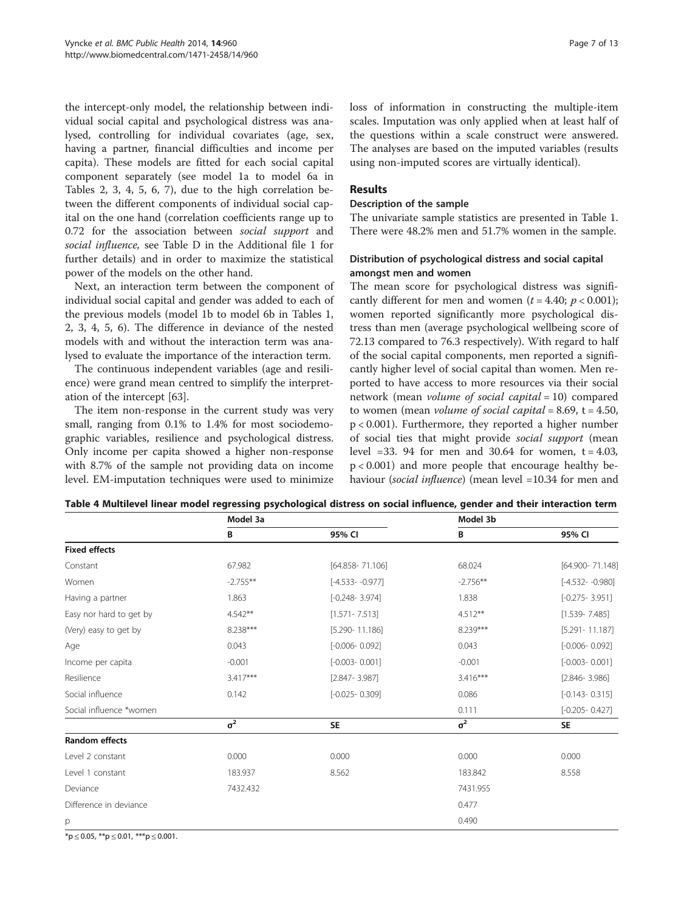the intercept-only model, the relationship between individual social capital and psychological distress was analysed, controlling for individual covariates (age, sex, having a partner, financial difficulties and income per capita). These models are fitted for each social capital component separately (see model 1a to model 6a in Tables 2, 3, 4, 5, 6, 7), due to the high correlation between the different components of individual social capital on the one hand (correlation coefficients range up to 0.72 for the association between *social support* and *social influence,* see Table D in the Additional file 1 for further details) and in order to maximize the statistical power of the models on the other hand.

Next, an interaction term between the component of individual social capital and gender was added to each of the previous models (model 1b to model 6b in Tables 1, 2, 3, 4, 5, 6). The difference in deviance of the nested models with and without the interaction term was analysed to evaluate the importance of the interaction term.

The continuous independent variables (age and resilience) were grand mean centred to simplify the interpretation of the intercept [63].

The item non-response in the current study was very small, ranging from 0.1% to 1.4% for most sociodemographic variables, resilience and psychological distress. Only income per capita showed a higher non-response with 8.7% of the sample not providing data on income level. EM-imputation techniques were used to minimize loss of information in constructing the multiple-item scales. Imputation was only applied when at least half of the questions within a scale construct were answered. The analyses are based on the imputed variables (results using non-imputed scores are virtually identical).

## Results

### Description of the sample

The univariate sample statistics are presented in Table 1. There were 48.2% men and 51.7% women in the sample.

### Distribution of psychological distress and social capital amongst men and women

The mean score for psychological distress was significantly different for men and women ($t = 4.40$; $p < 0.001$); women reported significantly more psychological distress than men (average psychological wellbeing score of 72.13 compared to 76.3 respectively). With regard to half of the social capital components, men reported a significantly higher level of social capital than women. Men reported to have access to more resources via their social network (mean *volume of social capital* = 10) compared to women (mean *volume of social capital* = 8.69, $t = 4.50$, $p < 0.001$). Furthermore, they reported a higher number of social ties that might provide *social support* (mean level =33. 94 for men and 30.64 for women, $t = 4.03$, $p < 0.001$) and more people that encourage healthy behaviour (*social influence*) (mean level =10.34 for men and

**Table 4 Multilevel linear model regressing psychological distress on social influence, gender and their interaction term**

| | Model 3a | | Model 3b | |
|---|---|---|---|---|
| | B | 95% CI | B | 95% CI |
| **Fixed effects** | | | | |
| Constant | 67.982 | [64.858- 71.106] | 68.024 | [64.900- 71.148] |
| Women | -2.755** | [-4.533- -0.977] | -2.756** | [-4.532- -0.980] |
| Having a partner | 1.863 | [-0.248- 3.974] | 1.838 | [-0.275- 3.951] |
| Easy nor hard to get by | 4.542** | [1.571- 7.513] | 4.512** | [1.539- 7.485] |
| (Very) easy to get by | 8.238*** | [5.290- 11.186] | 8.239*** | [5.291- 11.187] |
| Age | 0.043 | [-0.006- 0.092] | 0.043 | [-0.006- 0.092] |
| Income per capita | -0.001 | [-0.003- 0.001] | -0.001 | [-0.003- 0.001] |
| Resilience | 3.417*** | [2.847- 3.987] | 3.416*** | [2.846- 3.986] |
| Social influence | 0.142 | [-0.025- 0.309] | 0.086 | [-0.143- 0.315] |
| Social influence *women | | | 0.111 | [-0.205- 0.427] |
| | $\sigma^2$ | SE | $\sigma^2$ | SE |
| **Random effects** | | | | |
| Level 2 constant | 0.000 | 0.000 | 0.000 | 0.000 |
| Level 1 constant | 183.937 | 8.562 | 183.842 | 8.558 |
| Deviance | 7432.432 | | 7431.955 | |
| Difference in deviance | | | 0.477 | |
| p | | | 0.490 | |

*p ≤ 0.05, **p ≤ 0.01, ***p ≤ 0.001.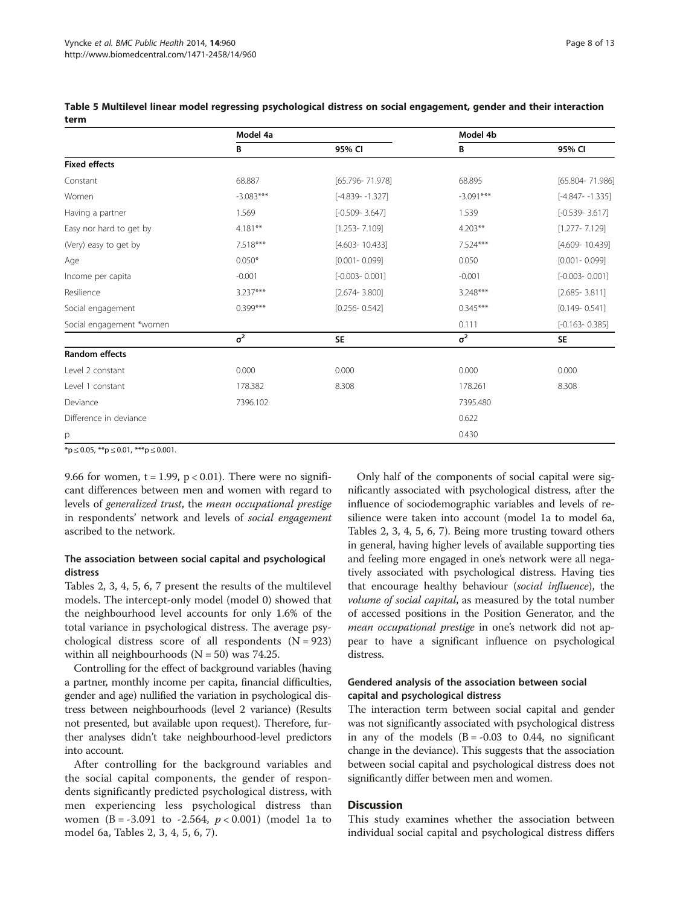**Table 5 Multilevel linear model regressing psychological distress on social engagement, gender and their interaction term**

| | Model 4a | | Model 4b | |
|---|---|---|---|---|
| | B | 95% CI | B | 95% CI |
| **Fixed effects** | | | | |
| Constant | 68.887 | [65.796- 71.978] | 68.895 | [65.804- 71.986] |
| Women | -3.083*** | [-4.839- -1.327] | -3.091*** | [-4.847- -1.335] |
| Having a partner | 1.569 | [-0.509- 3.647] | 1.539 | [-0.539- 3.617] |
| Easy nor hard to get by | 4.181** | [1.253- 7.109] | 4.203** | [1.277- 7.129] |
| (Very) easy to get by | 7.518*** | [4.603- 10.433] | 7.524*** | [4.609- 10.439] |
| Age | 0.050* | [0.001- 0.099] | 0.050 | [0.001- 0.099] |
| Income per capita | -0.001 | [-0.003- 0.001] | -0.001 | [-0.003- 0.001] |
| Resilience | 3.237*** | [2.674- 3.800] | 3.248*** | [2.685- 3.811] |
| Social engagement | 0.399*** | [0.256- 0.542] | 0.345*** | [0.149- 0.541] |
| Social engagement *women | | | 0.111 | [-0.163- 0.385] |
| | $\sigma^2$ | SE | $\sigma^2$ | SE |
| **Random effects** | | | | |
| Level 2 constant | 0.000 | 0.000 | 0.000 | 0.000 |
| Level 1 constant | 178.382 | 8.308 | 178.261 | 8.308 |
| Deviance | 7396.102 | | 7395.480 | |
| Difference in deviance | | | 0.622 | |
| p | | | 0.430 | |

*p ≤ 0.05, **p ≤ 0.01, ***p ≤ 0.001.

9.66 for women, t = 1.99, p < 0.01). There were no significant differences between men and women with regard to levels of *generalized trust*, the *mean occupational prestige* in respondents' network and levels of *social engagement* ascribed to the network.

### The association between social capital and psychological distress

Tables 2, 3, 4, 5, 6, 7 present the results of the multilevel models. The intercept-only model (model 0) showed that the neighbourhood level accounts for only 1.6% of the total variance in psychological distress. The average psychological distress score of all respondents (N = 923) within all neighbourhoods (N = 50) was 74.25.

Controlling for the effect of background variables (having a partner, monthly income per capita, financial difficulties, gender and age) nullified the variation in psychological distress between neighbourhoods (level 2 variance) (Results not presented, but available upon request). Therefore, further analyses didn't take neighbourhood-level predictors into account.

After controlling for the background variables and the social capital components, the gender of respondents significantly predicted psychological distress, with men experiencing less psychological distress than women (B = -3.091 to -2.564, $p < 0.001$) (model 1a to model 6a, Tables 2, 3, 4, 5, 6, 7).

Only half of the components of social capital were significantly associated with psychological distress, after the influence of sociodemographic variables and levels of resilience were taken into account (model 1a to model 6a, Tables 2, 3, 4, 5, 6, 7). Being more trusting toward others in general, having higher levels of available supporting ties and feeling more engaged in one's network were all negatively associated with psychological distress. Having ties that encourage healthy behaviour (*social influence*), the *volume of social capital*, as measured by the total number of accessed positions in the Position Generator, and the *mean occupational prestige* in one's network did not appear to have a significant influence on psychological distress.

### Gendered analysis of the association between social capital and psychological distress

The interaction term between social capital and gender was not significantly associated with psychological distress in any of the models (B = -0.03 to 0.44, no significant change in the deviance). This suggests that the association between social capital and psychological distress does not significantly differ between men and women.

## Discussion

This study examines whether the association between individual social capital and psychological distress differs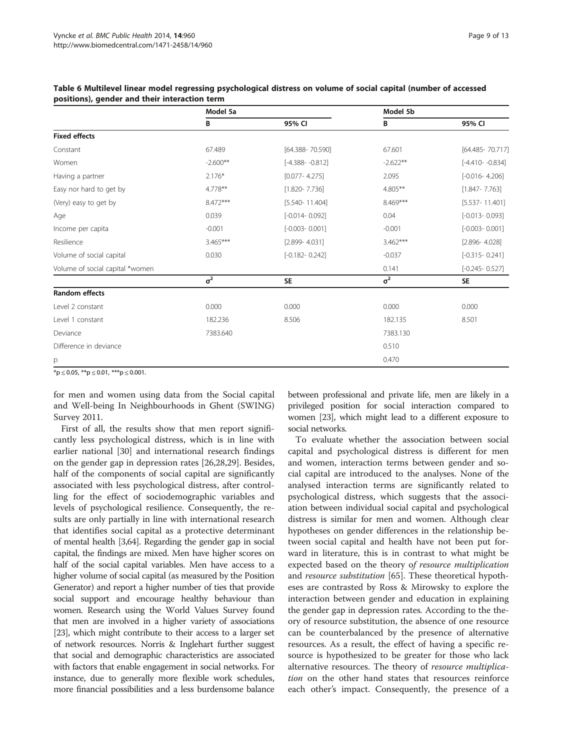**Table 6 Multilevel linear model regressing psychological distress on volume of social capital (number of accessed positions), gender and their interaction term**

| | Model 5a | | Model 5b | |
|---|---|---|---|---|
| | B | 95% CI | B | 95% CI |
| **Fixed effects** | | | | |
| Constant | 67.489 | [64.388- 70.590] | 67.601 | [64.485- 70.717] |
| Women | -2.600** | [-4.388- -0.812] | -2.622** | [-4.410- -0.834] |
| Having a partner | 2.176* | [0.077- 4.275] | 2.095 | [-0.016- 4.206] |
| Easy nor hard to get by | 4.778** | [1.820- 7.736] | 4.805** | [1.847- 7.763] |
| (Very) easy to get by | 8.472*** | [5.540- 11.404] | 8.469*** | [5.537- 11.401] |
| Age | 0.039 | [-0.014- 0.092] | 0.04 | [-0.013- 0.093] |
| Income per capita | -0.001 | [-0.003- 0.001] | -0.001 | [-0.003- 0.001] |
| Resilience | 3.465*** | [2.899- 4.031] | 3.462*** | [2.896- 4.028] |
| Volume of social capital | 0.030 | [-0.182- 0.242] | -0.037 | [-0.315- 0.241] |
| Volume of social capital *women | | | 0.141 | [-0.245- 0.527] |
| | $\sigma^2$ | SE | $\sigma^2$ | SE |
| **Random effects** | | | | |
| Level 2 constant | 0.000 | 0.000 | 0.000 | 0.000 |
| Level 1 constant | 182.236 | 8.506 | 182.135 | 8.501 |
| Deviance | 7383.640 | | 7383.130 | |
| Difference in deviance | | | 0.510 | |
| p | | | 0.470 | |

*p ≤ 0.05, **p ≤ 0.01, ***p ≤ 0.001.

for men and women using data from the Social capital and Well-being In Neighbourhoods in Ghent (SWING) Survey 2011.

First of all, the results show that men report significantly less psychological distress, which is in line with earlier national [30] and international research findings on the gender gap in depression rates [26,28,29]. Besides, half of the components of social capital are significantly associated with less psychological distress, after controlling for the effect of sociodemographic variables and levels of psychological resilience. Consequently, the results are only partially in line with international research that identifies social capital as a protective determinant of mental health [3,64]. Regarding the gender gap in social capital, the findings are mixed. Men have higher scores on half of the social capital variables. Men have access to a higher volume of social capital (as measured by the Position Generator) and report a higher number of ties that provide social support and encourage healthy behaviour than women. Research using the World Values Survey found that men are involved in a higher variety of associations [23], which might contribute to their access to a larger set of network resources. Norris & Inglehart further suggest that social and demographic characteristics are associated with factors that enable engagement in social networks. For instance, due to generally more flexible work schedules, more financial possibilities and a less burdensome balance between professional and private life, men are likely in a privileged position for social interaction compared to women [23], which might lead to a different exposure to social networks.

To evaluate whether the association between social capital and psychological distress is different for men and women, interaction terms between gender and social capital are introduced to the analyses. None of the analysed interaction terms are significantly related to psychological distress, which suggests that the association between individual social capital and psychological distress is similar for men and women. Although clear hypotheses on gender differences in the relationship between social capital and health have not been put forward in literature, this is in contrast to what might be expected based on the theory *of resource multiplication* and *resource substitution* [65]. These theoretical hypotheses are contrasted by Ross & Mirowsky to explore the interaction between gender and education in explaining the gender gap in depression rates. According to the theory of resource substitution, the absence of one resource can be counterbalanced by the presence of alternative resources. As a result, the effect of having a specific resource is hypothesized to be greater for those who lack alternative resources. The theory of *resource multiplication* on the other hand states that resources reinforce each other's impact. Consequently, the presence of a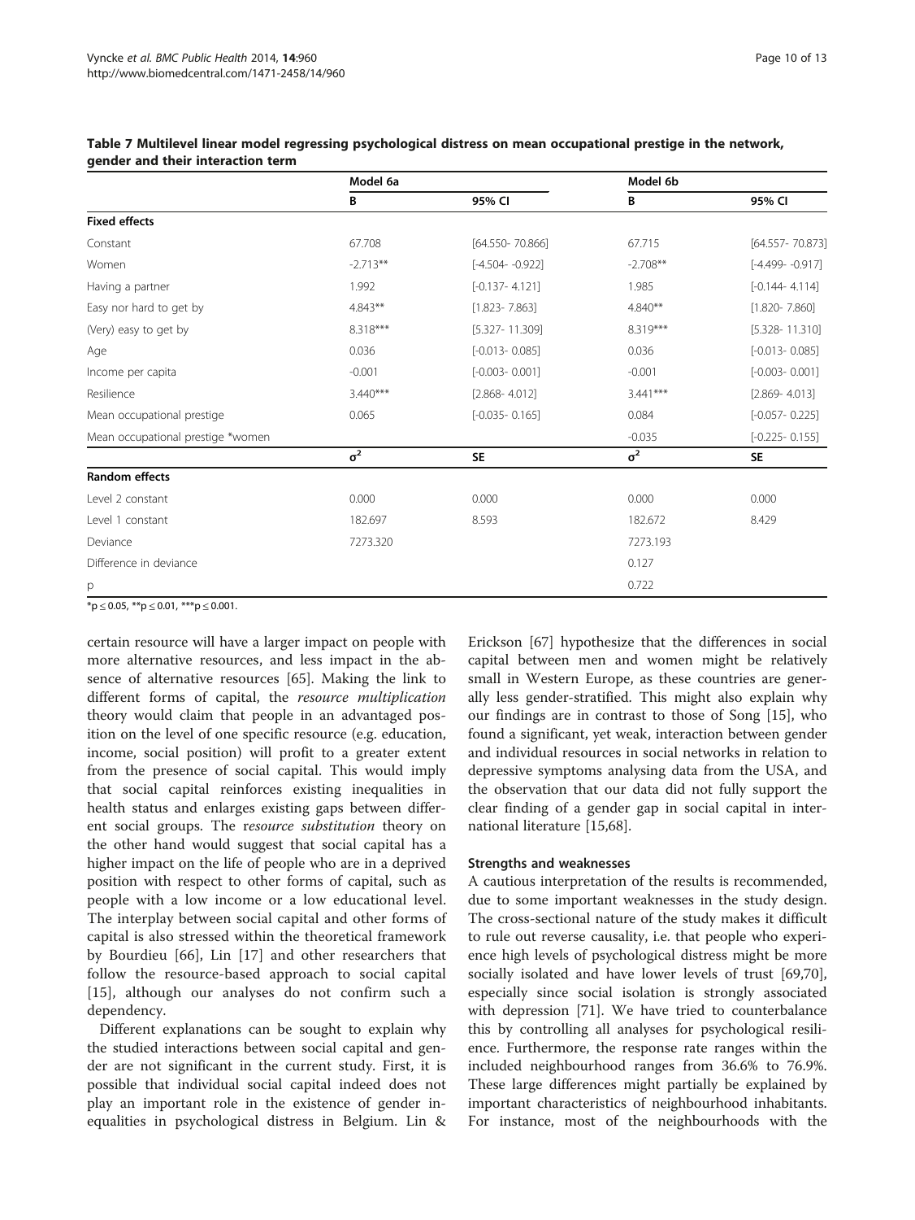**Table 7 Multilevel linear model regressing psychological distress on mean occupational prestige in the network, gender and their interaction term**

| | Model 6a | | Model 6b | |
|---|---|---|---|---|
| | B | 95% CI | B | 95% CI |
| **Fixed effects** | | | | |
| Constant | 67.708 | [64.550- 70.866] | 67.715 | [64.557- 70.873] |
| Women | -2.713** | [-4.504- -0.922] | -2.708** | [-4.499- -0.917] |
| Having a partner | 1.992 | [-0.137- 4.121] | 1.985 | [-0.144- 4.114] |
| Easy nor hard to get by | 4.843** | [1.823- 7.863] | 4.840** | [1.820- 7.860] |
| (Very) easy to get by | 8.318*** | [5.327- 11.309] | 8.319*** | [5.328- 11.310] |
| Age | 0.036 | [-0.013- 0.085] | 0.036 | [-0.013- 0.085] |
| Income per capita | -0.001 | [-0.003- 0.001] | -0.001 | [-0.003- 0.001] |
| Resilience | 3.440*** | [2.868- 4.012] | 3.441*** | [2.869- 4.013] |
| Mean occupational prestige | 0.065 | [-0.035- 0.165] | 0.084 | [-0.057- 0.225] |
| Mean occupational prestige *women | | | -0.035 | [-0.225- 0.155] |
| | $\sigma^2$ | SE | $\sigma^2$ | SE |
| **Random effects** | | | | |
| Level 2 constant | 0.000 | 0.000 | 0.000 | 0.000 |
| Level 1 constant | 182.697 | 8.593 | 182.672 | 8.429 |
| Deviance | 7273.320 | | 7273.193 | |
| Difference in deviance | | | 0.127 | |
| p | | | 0.722 | |

*p ≤ 0.05, **p ≤ 0.01, ***p ≤ 0.001.

certain resource will have a larger impact on people with more alternative resources, and less impact in the absence of alternative resources [65]. Making the link to different forms of capital, the *resource multiplication* theory would claim that people in an advantaged position on the level of one specific resource (e.g. education, income, social position) will profit to a greater extent from the presence of social capital. This would imply that social capital reinforces existing inequalities in health status and enlarges existing gaps between different social groups. The r*esource substitution* theory on the other hand would suggest that social capital has a higher impact on the life of people who are in a deprived position with respect to other forms of capital, such as people with a low income or a low educational level. The interplay between social capital and other forms of capital is also stressed within the theoretical framework by Bourdieu [66], Lin [17] and other researchers that follow the resource-based approach to social capital [15], although our analyses do not confirm such a dependency.

Different explanations can be sought to explain why the studied interactions between social capital and gender are not significant in the current study. First, it is possible that individual social capital indeed does not play an important role in the existence of gender inequalities in psychological distress in Belgium. Lin & Erickson [67] hypothesize that the differences in social capital between men and women might be relatively small in Western Europe, as these countries are generally less gender-stratified. This might also explain why our findings are in contrast to those of Song [15], who found a significant, yet weak, interaction between gender and individual resources in social networks in relation to depressive symptoms analysing data from the USA, and the observation that our data did not fully support the clear finding of a gender gap in social capital in international literature [15,68].

### Strengths and weaknesses

A cautious interpretation of the results is recommended, due to some important weaknesses in the study design. The cross-sectional nature of the study makes it difficult to rule out reverse causality, i.e. that people who experience high levels of psychological distress might be more socially isolated and have lower levels of trust [69,70], especially since social isolation is strongly associated with depression [71]. We have tried to counterbalance this by controlling all analyses for psychological resilience. Furthermore, the response rate ranges within the included neighbourhood ranges from 36.6% to 76.9%. These large differences might partially be explained by important characteristics of neighbourhood inhabitants. For instance, most of the neighbourhoods with the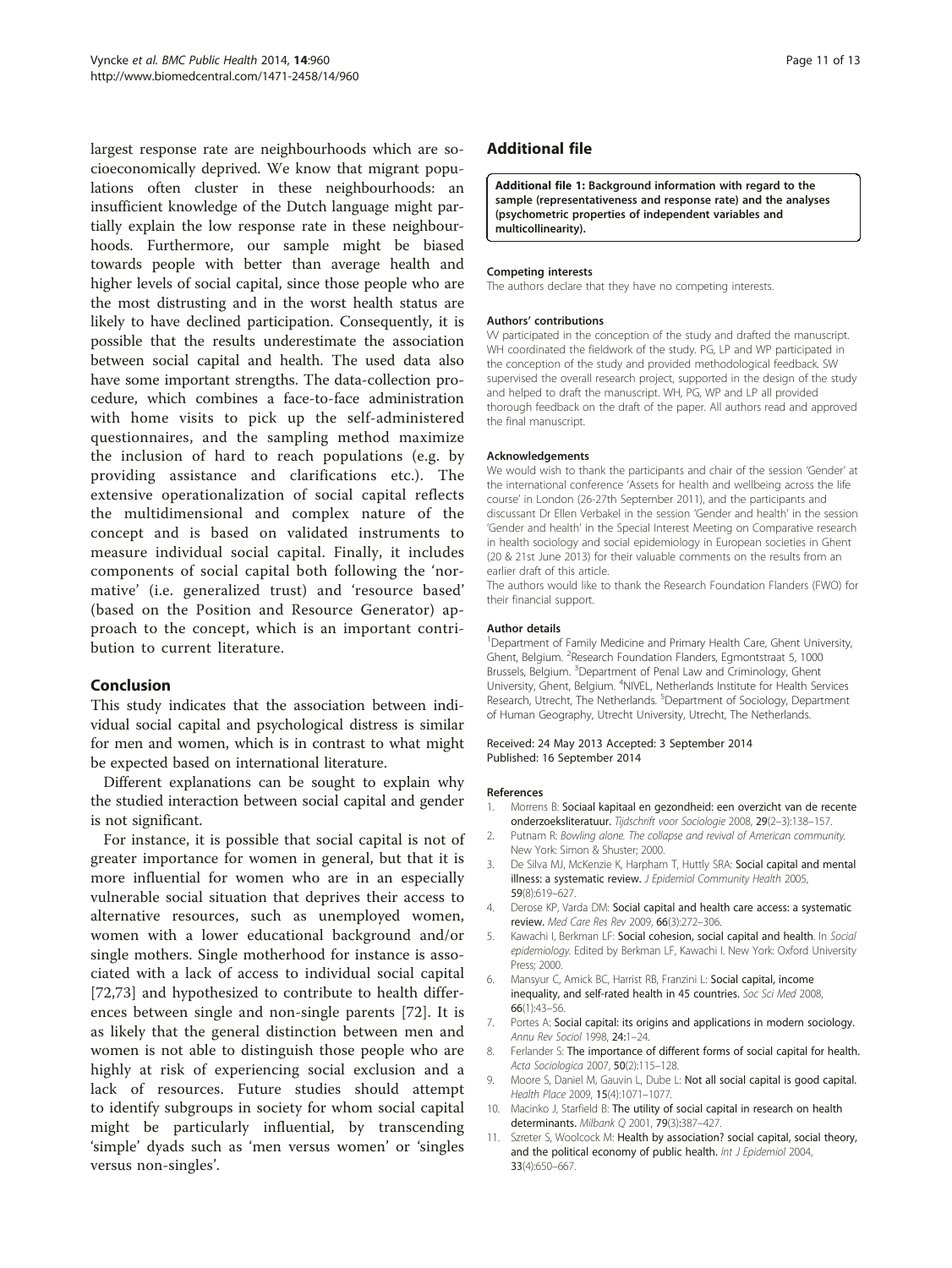largest response rate are neighbourhoods which are socioeconomically deprived. We know that migrant populations often cluster in these neighbourhoods: an insufficient knowledge of the Dutch language might partially explain the low response rate in these neighbourhoods. Furthermore, our sample might be biased towards people with better than average health and higher levels of social capital, since those people who are the most distrusting and in the worst health status are likely to have declined participation. Consequently, it is possible that the results underestimate the association between social capital and health. The used data also have some important strengths. The data-collection procedure, which combines a face-to-face administration with home visits to pick up the self-administered questionnaires, and the sampling method maximize the inclusion of hard to reach populations (e.g. by providing assistance and clarifications etc.). The extensive operationalization of social capital reflects the multidimensional and complex nature of the concept and is based on validated instruments to measure individual social capital. Finally, it includes components of social capital both following the 'normative' (i.e. generalized trust) and 'resource based' (based on the Position and Resource Generator) approach to the concept, which is an important contribution to current literature.

## Conclusion

This study indicates that the association between individual social capital and psychological distress is similar for men and women, which is in contrast to what might be expected based on international literature.

Different explanations can be sought to explain why the studied interaction between social capital and gender is not significant.

For instance, it is possible that social capital is not of greater importance for women in general, but that it is more influential for women who are in an especially vulnerable social situation that deprives their access to alternative resources, such as unemployed women, women with a lower educational background and/or single mothers. Single motherhood for instance is associated with a lack of access to individual social capital [72,73] and hypothesized to contribute to health differences between single and non-single parents [72]. It is as likely that the general distinction between men and women is not able to distinguish those people who are highly at risk of experiencing social exclusion and a lack of resources. Future studies should attempt to identify subgroups in society for whom social capital might be particularly influential, by transcending 'simple' dyads such as 'men versus women' or 'singles versus non-singles'.

## Additional file

**Additional file 1: Background information with regard to the sample (representativeness and response rate) and the analyses (psychometric properties of independent variables and multicollinearity).**

#### Competing interests

The authors declare that they have no competing interests.

#### Authors' contributions

VV participated in the conception of the study and drafted the manuscript. WH coordinated the fieldwork of the study. PG, LP and WP participated in the conception of the study and provided methodological feedback. SW supervised the overall research project, supported in the design of the study and helped to draft the manuscript. WH, PG, WP and LP all provided thorough feedback on the draft of the paper. All authors read and approved the final manuscript.

#### Acknowledgements

We would wish to thank the participants and chair of the session 'Gender' at the international conference 'Assets for health and wellbeing across the life course' in London (26-27th September 2011), and the participants and discussant Dr Ellen Verbakel in the session 'Gender and health' in the session 'Gender and health' in the Special Interest Meeting on Comparative research in health sociology and social epidemiology in European societies in Ghent (20 & 21st June 2013) for their valuable comments on the results from an earlier draft of this article.

The authors would like to thank the Research Foundation Flanders (FWO) for their financial support.

#### Author details

[1]Department of Family Medicine and Primary Health Care, Ghent University, Ghent, Belgium. [2]Research Foundation Flanders, Egmontstraat 5, 1000 Brussels, Belgium. [3]Department of Penal Law and Criminology, Ghent University, Ghent, Belgium. [4]NIVEL, Netherlands Institute for Health Services Research, Utrecht, The Netherlands. [5]Department of Sociology, Department of Human Geography, Utrecht University, Utrecht, The Netherlands.

Received: 24 May 2013 Accepted: 3 September 2014
Published: 16 September 2014

#### References

1. Morrens B: **Sociaal kapitaal en gezondheid: een overzicht van de recente onderzoeksliteratuur.** *Tijdschrift voor Sociologie* 2008, **29**(2–3):138–157.
2. Putnam R: *Bowling alone. The collapse and revival of American community.* New York: Simon & Shuster; 2000.
3. De Silva MJ, McKenzie K, Harpham T, Huttly SRA: **Social capital and mental illness: a systematic review.** *J Epidemiol Community Health* 2005, **59**(8):619–627.
4. Derose KP, Varda DM: **Social capital and health care access: a systematic review.** *Med Care Res Rev* 2009, **66**(3):272–306.
5. Kawachi I, Berkman LF: **Social cohesion, social capital and health.** In *Social epidemiology.* Edited by Berkman LF, Kawachi I. New York: Oxford University Press; 2000.
6. Mansyur C, Amick BC, Harrist RB, Franzini L: **Social capital, income inequality, and self-rated health in 45 countries.** *Soc Sci Med* 2008, **66**(1):43–56.
7. Portes A: **Social capital: its origins and applications in modern sociology.** *Annu Rev Sociol* 1998, **24**:1–24.
8. Ferlander S: **The importance of different forms of social capital for health.** *Acta Sociologica* 2007, **50**(2):115–128.
9. Moore S, Daniel M, Gauvin L, Dube L: **Not all social capital is good capital.** *Health Place* 2009, **15**(4):1071–1077.
10. Macinko J, Starfield B: **The utility of social capital in research on health determinants.** *Milbank Q* 2001, **79**(3):387–427.
11. Szreter S, Woolcock M: **Health by association? social capital, social theory, and the political economy of public health.** *Int J Epidemiol* 2004, **33**(4):650–667.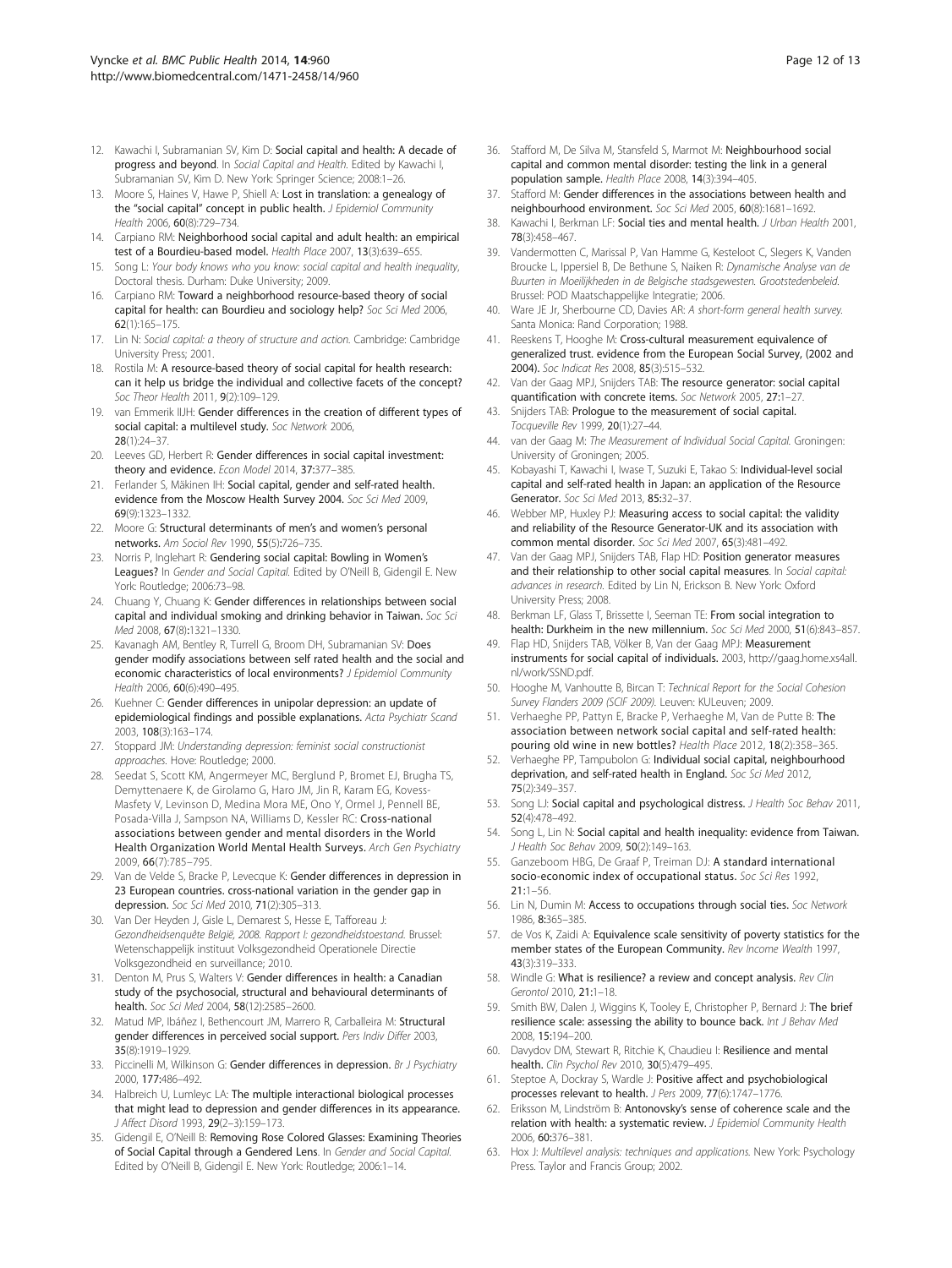12. Kawachi I, Subramanian SV, Kim D: **Social capital and health: A decade of progress and beyond**. In *Social Capital and Health*. Edited by Kawachi I, Subramanian SV, Kim D. New York: Springer Science; 2008:1–26.
13. Moore S, Haines V, Hawe P, Shiell A: **Lost in translation: a genealogy of the "social capital" concept in public health.** *J Epidemiol Community Health* 2006, **60**(8):729–734.
14. Carpiano RM: **Neighborhood social capital and adult health: an empirical test of a Bourdieu-based model.** *Health Place* 2007, **13**(3):639–655.
15. Song L: *Your body knows who you know: social capital and health inequality*, Doctoral thesis. Durham: Duke University; 2009.
16. Carpiano RM: **Toward a neighborhood resource-based theory of social capital for health: can Bourdieu and sociology help?** *Soc Sci Med* 2006, **62**(1):165–175.
17. Lin N: *Social capital: a theory of structure and action*. Cambridge: Cambridge University Press; 2001.
18. Rostila M: **A resource-based theory of social capital for health research: can it help us bridge the individual and collective facets of the concept?** *Soc Theor Health* 2011, **9**(2):109–129.
19. van Emmerik IIJH: **Gender differences in the creation of different types of social capital: a multilevel study.** *Soc Network* 2006, **28**(1):24–37.
20. Leeves GD, Herbert R: **Gender differences in social capital investment: theory and evidence.** *Econ Model* 2014, **37**:377–385.
21. Ferlander S, Mäkinen IH: **Social capital, gender and self-rated health. evidence from the Moscow Health Survey 2004.** *Soc Sci Med* 2009, **69**(9):1323–1332.
22. Moore G: **Structural determinants of men's and women's personal networks.** *Am Sociol Rev* 1990, **55**(5)**:**726–735.
23. Norris P, Inglehart R: **Gendering social capital: Bowling in Women's Leagues?** In *Gender and Social Capital*. Edited by O'Neill B, Gidengil E. New York: Routledge; 2006:73–98.
24. Chuang Y, Chuang K: **Gender differences in relationships between social capital and individual smoking and drinking behavior in Taiwan.** *Soc Sci Med* 2008, **67**(8)**:**1321–1330.
25. Kavanagh AM, Bentley R, Turrell G, Broom DH, Subramanian SV: **Does gender modify associations between self rated health and the social and economic characteristics of local environments?** *J Epidemiol Community Health* 2006, **60**(6):490–495.
26. Kuehner C: **Gender differences in unipolar depression: an update of epidemiological findings and possible explanations.** *Acta Psychiatr Scand* 2003, **108**(3):163–174.
27. Stoppard JM: *Understanding depression: feminist social constructionist approaches*. Hove: Routledge; 2000.
28. Seedat S, Scott KM, Angermeyer MC, Berglund P, Bromet EJ, Brugha TS, Demyttenaere K, de Girolamo G, Haro JM, Jin R, Karam EG, Kovess-Masfety V, Levinson D, Medina Mora ME, Ono Y, Ormel J, Pennell BE, Posada-Villa J, Sampson NA, Williams D, Kessler RC: **Cross-national associations between gender and mental disorders in the World Health Organization World Mental Health Surveys.** *Arch Gen Psychiatry* 2009, **66**(7):785–795.
29. Van de Velde S, Bracke P, Levecque K: **Gender differences in depression in 23 European countries. cross-national variation in the gender gap in depression.** *Soc Sci Med* 2010, **71**(2):305–313.
30. Van Der Heyden J, Gisle L, Demarest S, Hesse E, Tafforeau J: *Gezondheidsenquête België, 2008. Rapport I: gezondheidstoestand*. Brussel: Wetenschappelijk instituut Volksgezondheid Operationele Directie Volksgezondheid en surveillance; 2010.
31. Denton M, Prus S, Walters V: **Gender differences in health: a Canadian study of the psychosocial, structural and behavioural determinants of health.** *Soc Sci Med* 2004, **58**(12):2585–2600.
32. Matud MP, Ibáñez I, Bethencourt JM, Marrero R, Carballeira M: **Structural gender differences in perceived social support.** *Pers Indiv Differ* 2003, **35**(8):1919–1929.
33. Piccinelli M, Wilkinson G: **Gender differences in depression.** *Br J Psychiatry* 2000, **177**:486–492.
34. Halbreich U, Lumleyc LA: **The multiple interactional biological processes that might lead to depression and gender differences in its appearance.** *J Affect Disord* 1993, **29**(2–3):159–173.
35. Gidengil E, O'Neill B: **Removing Rose Colored Glasses: Examining Theories of Social Capital through a Gendered Lens**. In *Gender and Social Capital*. Edited by O'Neill B, Gidengil E. New York: Routledge; 2006:1–14.
36. Stafford M, De Silva M, Stansfeld S, Marmot M: **Neighbourhood social capital and common mental disorder: testing the link in a general population sample.** *Health Place* 2008, **14**(3):394–405.
37. Stafford M: **Gender differences in the associations between health and neighbourhood environment.** *Soc Sci Med* 2005, **60**(8):1681–1692.
38. Kawachi I, Berkman LF: **Social ties and mental health.** *J Urban Health* 2001, **78**(3):458–467.
39. Vandermotten C, Marissal P, Van Hamme G, Kesteloot C, Slegers K, Vanden Broucke L, Ippersiel B, De Bethune S, Naiken R: *Dynamische Analyse van de Buurten in Moeilijkheden in de Belgische stadsgewesten. Grootstedenbeleid*. Brussel: POD Maatschappelijke Integratie; 2006.
40. Ware JE Jr, Sherbourne CD, Davies AR: *A short-form general health survey*. Santa Monica: Rand Corporation; 1988.
41. Reeskens T, Hooghe M: **Cross-cultural measurement equivalence of generalized trust. evidence from the European Social Survey, (2002 and 2004).** *Soc Indicat Res* 2008, **85**(3):515–532.
42. Van der Gaag MPJ, Snijders TAB: **The resource generator: social capital quantification with concrete items.** *Soc Network* 2005, **27**:1–27.
43. Snijders TAB: **Prologue to the measurement of social capital.** *Tocqueville Rev* 1999, **20**(1):27–44.
44. van der Gaag M: *The Measurement of Individual Social Capital*. Groningen: University of Groningen; 2005.
45. Kobayashi T, Kawachi I, Iwase T, Suzuki E, Takao S: **Individual-level social capital and self-rated health in Japan: an application of the Resource Generator.** *Soc Sci Med* 2013, **85**:32–37.
46. Webber MP, Huxley PJ: **Measuring access to social capital: the validity and reliability of the Resource Generator-UK and its association with common mental disorder.** *Soc Sci Med* 2007, **65**(3):481–492.
47. Van der Gaag MPJ, Snijders TAB, Flap HD: **Position generator measures and their relationship to other social capital measures**. In *Social capital: advances in research*. Edited by Lin N, Erickson B. New York: Oxford University Press; 2008.
48. Berkman LF, Glass T, Brissette I, Seeman TE: **From social integration to health: Durkheim in the new millennium.** *Soc Sci Med* 2000, **51**(6):843–857.
49. Flap HD, Snijders TAB, Völker B, Van der Gaag MPJ: **Measurement instruments for social capital of individuals.** 2003, http://gaag.home.xs4all.nl/work/SSND.pdf.
50. Hooghe M, Vanhoutte B, Bircan T: *Technical Report for the Social Cohesion Survey Flanders 2009 (SCIF 2009)*. Leuven: KULeuven; 2009.
51. Verhaeghe PP, Pattyn E, Bracke P, Verhaeghe M, Van de Putte B: **The association between network social capital and self-rated health: pouring old wine in new bottles?** *Health Place* 2012, **18**(2):358–365.
52. Verhaeghe PP, Tampubolon G: **Individual social capital, neighbourhood deprivation, and self-rated health in England.** *Soc Sci Med* 2012, **75**(2):349–357.
53. Song LJ: **Social capital and psychological distress.** *J Health Soc Behav* 2011, **52**(4):478–492.
54. Song L, Lin N: **Social capital and health inequality: evidence from Taiwan.** *J Health Soc Behav* 2009, **50**(2):149–163.
55. Ganzeboom HBG, De Graaf P, Treiman DJ: **A standard international socio-economic index of occupational status.** *Soc Sci Res* 1992, **21**:1–56.
56. Lin N, Dumin M: **Access to occupations through social ties.** *Soc Network* 1986, **8**:365–385.
57. de Vos K, Zaidi A: **Equivalence scale sensitivity of poverty statistics for the member states of the European Community.** *Rev Income Wealth* 1997, **43**(3):319–333.
58. Windle G: **What is resilience? a review and concept analysis.** *Rev Clin Gerontol* 2010, **21**:1–18.
59. Smith BW, Dalen J, Wiggins K, Tooley E, Christopher P, Bernard J: **The brief resilience scale: assessing the ability to bounce back.** *Int J Behav Med* 2008, **15**:194–200.
60. Davydov DM, Stewart R, Ritchie K, Chaudieu I: **Resilience and mental health.** *Clin Psychol Rev* 2010, **30**(5):479–495.
61. Steptoe A, Dockray S, Wardle J: **Positive affect and psychobiological processes relevant to health.** *J Pers* 2009, **77**(6):1747–1776.
62. Eriksson M, Lindström B: **Antonovsky's sense of coherence scale and the relation with health: a systematic review.** *J Epidemiol Community Health* 2006, **60**:376–381.
63. Hox J: *Multilevel analysis: techniques and applications*. New York: Psychology Press. Taylor and Francis Group; 2002.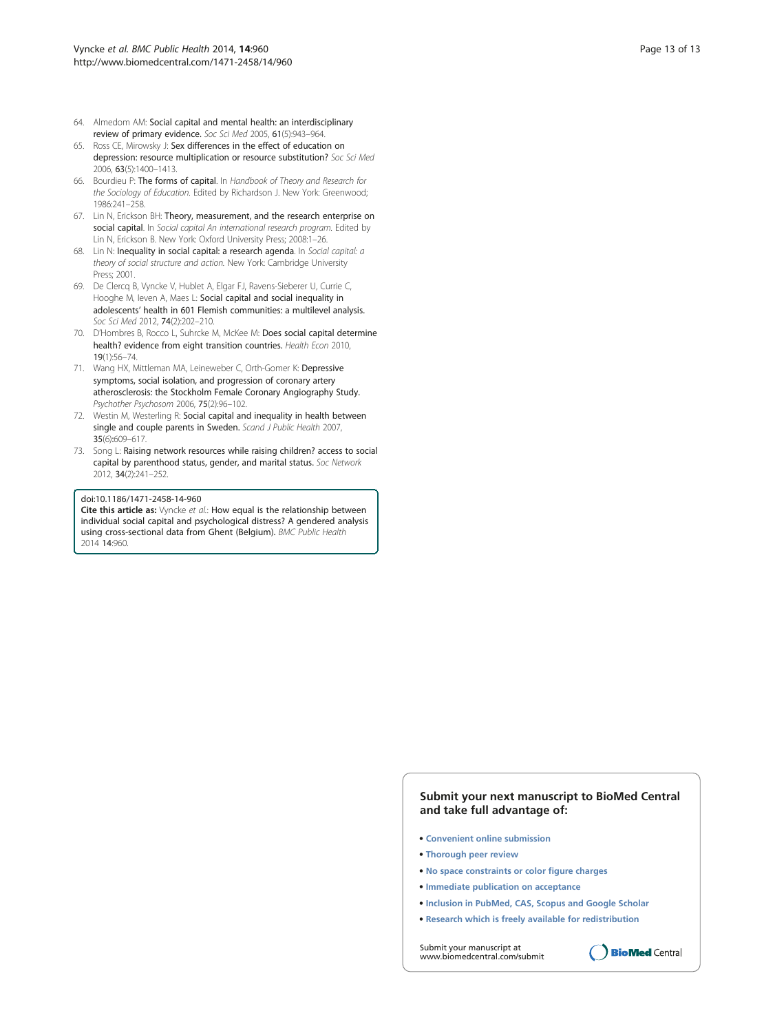64. Almedom AM: **Social capital and mental health: an interdisciplinary review of primary evidence.** *Soc Sci Med* 2005, **61**(5):943–964.
65. Ross CE, Mirowsky J: **Sex differences in the effect of education on depression: resource multiplication or resource substitution?** *Soc Sci Med* 2006, **63**(5):1400–1413.
66. Bourdieu P: **The forms of capital**. In *Handbook of Theory and Research for the Sociology of Education*. Edited by Richardson J. New York: Greenwood; 1986:241–258.
67. Lin N, Erickson BH: **Theory, measurement, and the research enterprise on social capital**. In *Social capital An international research program*. Edited by Lin N, Erickson B. New York: Oxford University Press; 2008:1–26.
68. Lin N: **Inequality in social capital: a research agenda**. In *Social capital: a theory of social structure and action*. New York: Cambridge University Press; 2001.
69. De Clercq B, Vyncke V, Hublet A, Elgar FJ, Ravens-Sieberer U, Currie C, Hooghe M, Ieven A, Maes L: **Social capital and social inequality in adolescents' health in 601 Flemish communities: a multilevel analysis.** *Soc Sci Med* 2012, **74**(2):202–210.
70. D'Hombres B, Rocco L, Suhrcke M, McKee M: **Does social capital determine health? evidence from eight transition countries.** *Health Econ* 2010, **19**(1):56–74.
71. Wang HX, Mittleman MA, Leineweber C, Orth-Gomer K: **Depressive symptoms, social isolation, and progression of coronary artery atherosclerosis: the Stockholm Female Coronary Angiography Study.** *Psychother Psychosom* 2006, **75**(2):96–102.
72. Westin M, Westerling R: **Social capital and inequality in health between single and couple parents in Sweden.** *Scand J Public Health* 2007, **35**(6):609–617.
73. Song L: **Raising network resources while raising children? access to social capital by parenthood status, gender, and marital status.** *Soc Network* 2012, **34**(2):241–252.

doi:10.1186/1471-2458-14-960
**Cite this article as:** Vyncke *et al.*: How equal is the relationship between individual social capital and psychological distress? A gendered analysis using cross-sectional data from Ghent (Belgium). *BMC Public Health* 2014 **14**:960.

**Submit your next manuscript to BioMed Central and take full advantage of:**

- **Convenient online submission**
- **Thorough peer review**
- **No space constraints or color figure charges**
- **Immediate publication on acceptance**
- **Inclusion in PubMed, CAS, Scopus and Google Scholar**
- **Research which is freely available for redistribution**

Submit your manuscript at
www.biomedcentral.com/submit

BioMed Central